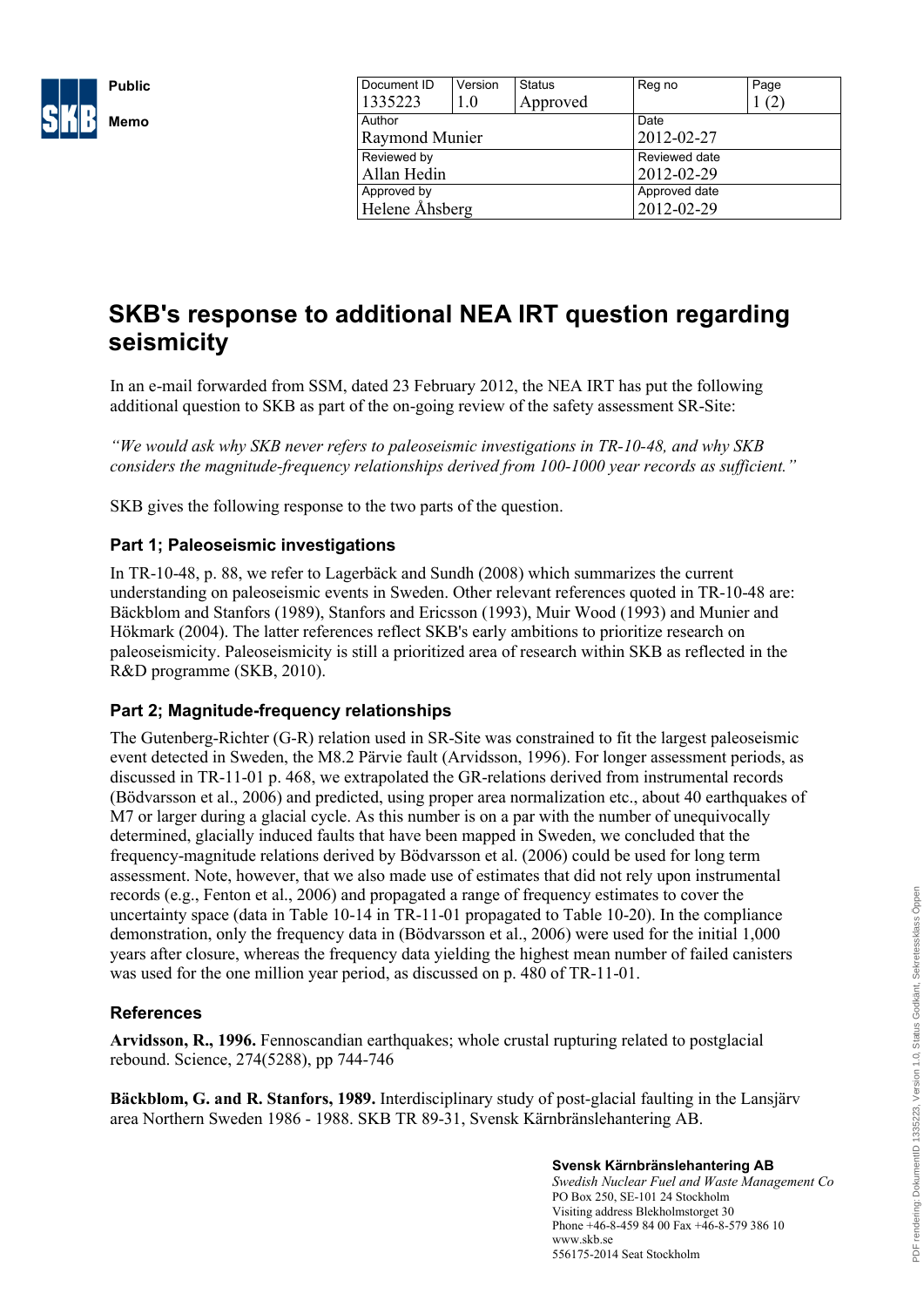Public

Memo

| Document ID | Version | Status | Reg no | Page |
|---|---|---|---|---|
| 1335223 | 1.0 | Approved | | 1 (2) |
| Author | | | Date | |
| Raymond Munier | | | 2012-02-27 | |
| Reviewed by | | | Reviewed date | |
| Allan Hedin | | | 2012-02-29 | |
| Approved by | | | Approved date | |
| Helene Åhsberg | | | 2012-02-29 | |

# SKB's response to additional NEA IRT question regarding seismicity

In an e-mail forwarded from SSM, dated 23 February 2012, the NEA IRT has put the following additional question to SKB as part of the on-going review of the safety assessment SR-Site:

*"We would ask why SKB never refers to paleoseismic investigations in TR-10-48, and why SKB considers the magnitude-frequency relationships derived from 100-1000 year records as sufficient."*

SKB gives the following response to the two parts of the question.

## Part 1; Paleoseismic investigations

In TR-10-48, p. 88, we refer to Lagerbäck and Sundh (2008) which summarizes the current understanding on paleoseismic events in Sweden. Other relevant references quoted in TR-10-48 are: Bäckblom and Stanfors (1989), Stanfors and Ericsson (1993), Muir Wood (1993) and Munier and Hökmark (2004). The latter references reflect SKB's early ambitions to prioritize research on paleoseismicity. Paleoseismicity is still a prioritized area of research within SKB as reflected in the R&D programme (SKB, 2010).

## Part 2; Magnitude-frequency relationships

The Gutenberg-Richter (G-R) relation used in SR-Site was constrained to fit the largest paleoseismic event detected in Sweden, the M8.2 Pärvie fault (Arvidsson, 1996). For longer assessment periods, as discussed in TR-11-01 p. 468, we extrapolated the GR-relations derived from instrumental records (Bödvarsson et al., 2006) and predicted, using proper area normalization etc., about 40 earthquakes of M7 or larger during a glacial cycle. As this number is on a par with the number of unequivocally determined, glacially induced faults that have been mapped in Sweden, we concluded that the frequency-magnitude relations derived by Bödvarsson et al. (2006) could be used for long term assessment. Note, however, that we also made use of estimates that did not rely upon instrumental records (e.g., Fenton et al., 2006) and propagated a range of frequency estimates to cover the uncertainty space (data in Table 10-14 in TR-11-01 propagated to Table 10-20). In the compliance demonstration, only the frequency data in (Bödvarsson et al., 2006) were used for the initial 1,000 years after closure, whereas the frequency data yielding the highest mean number of failed canisters was used for the one million year period, as discussed on p. 480 of TR-11-01.

## References

**Arvidsson, R., 1996.** Fennoscandian earthquakes; whole crustal rupturing related to postglacial rebound. Science, 274(5288), pp 744-746

**Bäckblom, G. and R. Stanfors, 1989.** Interdisciplinary study of post-glacial faulting in the Lansjärv area Northern Sweden 1986 - 1988. SKB TR 89-31, Svensk Kärnbränslehantering AB.

**Svensk Kärnbränslehantering AB**
*Swedish Nuclear Fuel and Waste Management Co*
PO Box 250, SE-101 24 Stockholm
Visiting address Blekholmstorget 30
Phone +46-8-459 84 00 Fax +46-8-579 386 10
www.skb.se
556175-2014 Seat Stockholm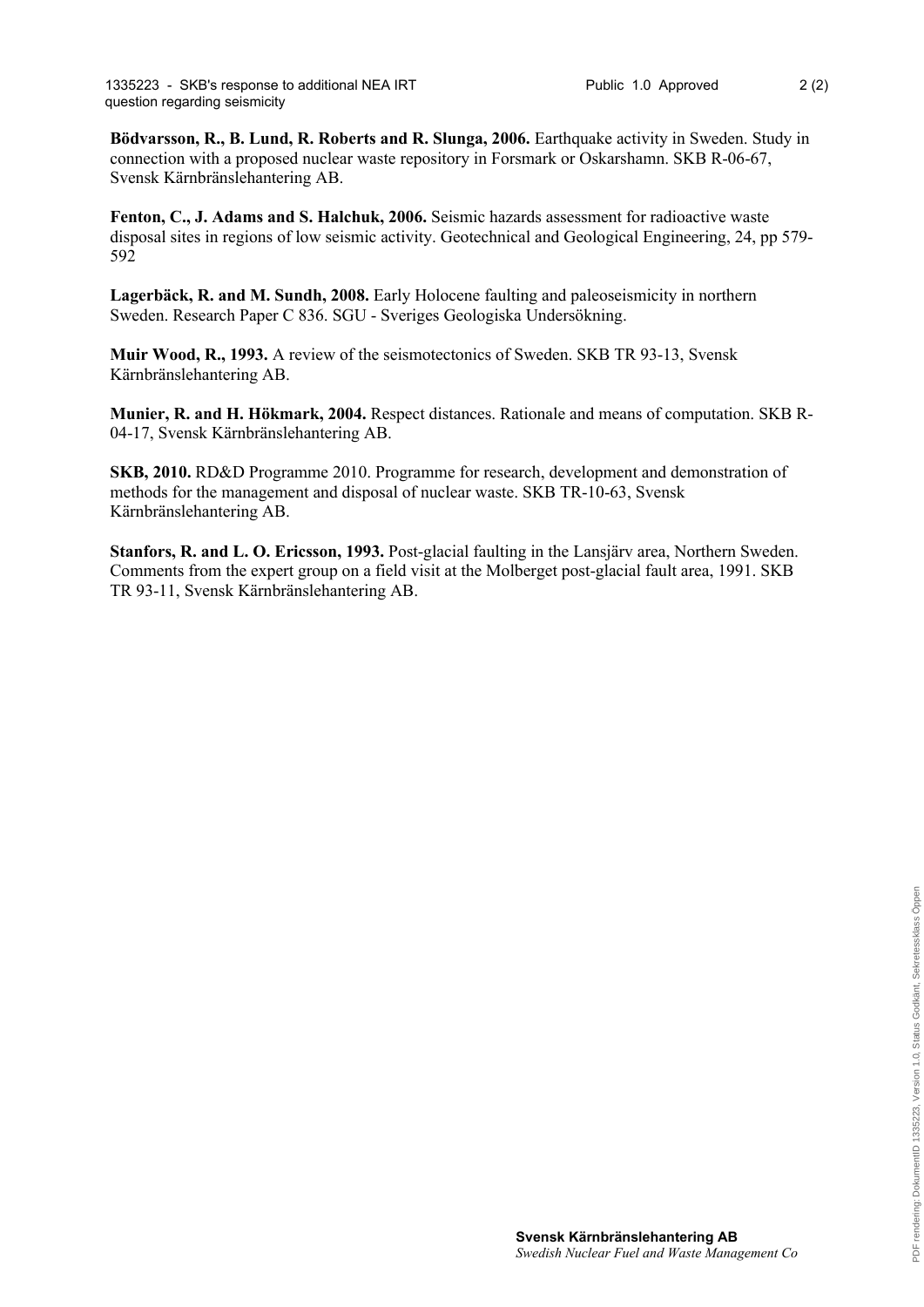**Bödvarsson, R., B. Lund, R. Roberts and R. Slunga, 2006.** Earthquake activity in Sweden. Study in connection with a proposed nuclear waste repository in Forsmark or Oskarshamn. SKB R-06-67, Svensk Kärnbränslehantering AB.

**Fenton, C., J. Adams and S. Halchuk, 2006.** Seismic hazards assessment for radioactive waste disposal sites in regions of low seismic activity. Geotechnical and Geological Engineering, 24, pp 579-592

**Lagerbäck, R. and M. Sundh, 2008.** Early Holocene faulting and paleoseismicity in northern Sweden. Research Paper C 836. SGU - Sveriges Geologiska Undersökning.

**Muir Wood, R., 1993.** A review of the seismotectonics of Sweden. SKB TR 93-13, Svensk Kärnbränslehantering AB.

**Munier, R. and H. Hökmark, 2004.** Respect distances. Rationale and means of computation. SKB R-04-17, Svensk Kärnbränslehantering AB.

**SKB, 2010.** RD&D Programme 2010. Programme for research, development and demonstration of methods for the management and disposal of nuclear waste. SKB TR-10-63, Svensk Kärnbränslehantering AB.

**Stanfors, R. and L. O. Ericsson, 1993.** Post-glacial faulting in the Lansjärv area, Northern Sweden. Comments from the expert group on a field visit at the Molberget post-glacial fault area, 1991. SKB TR 93-11, Svensk Kärnbränslehantering AB.